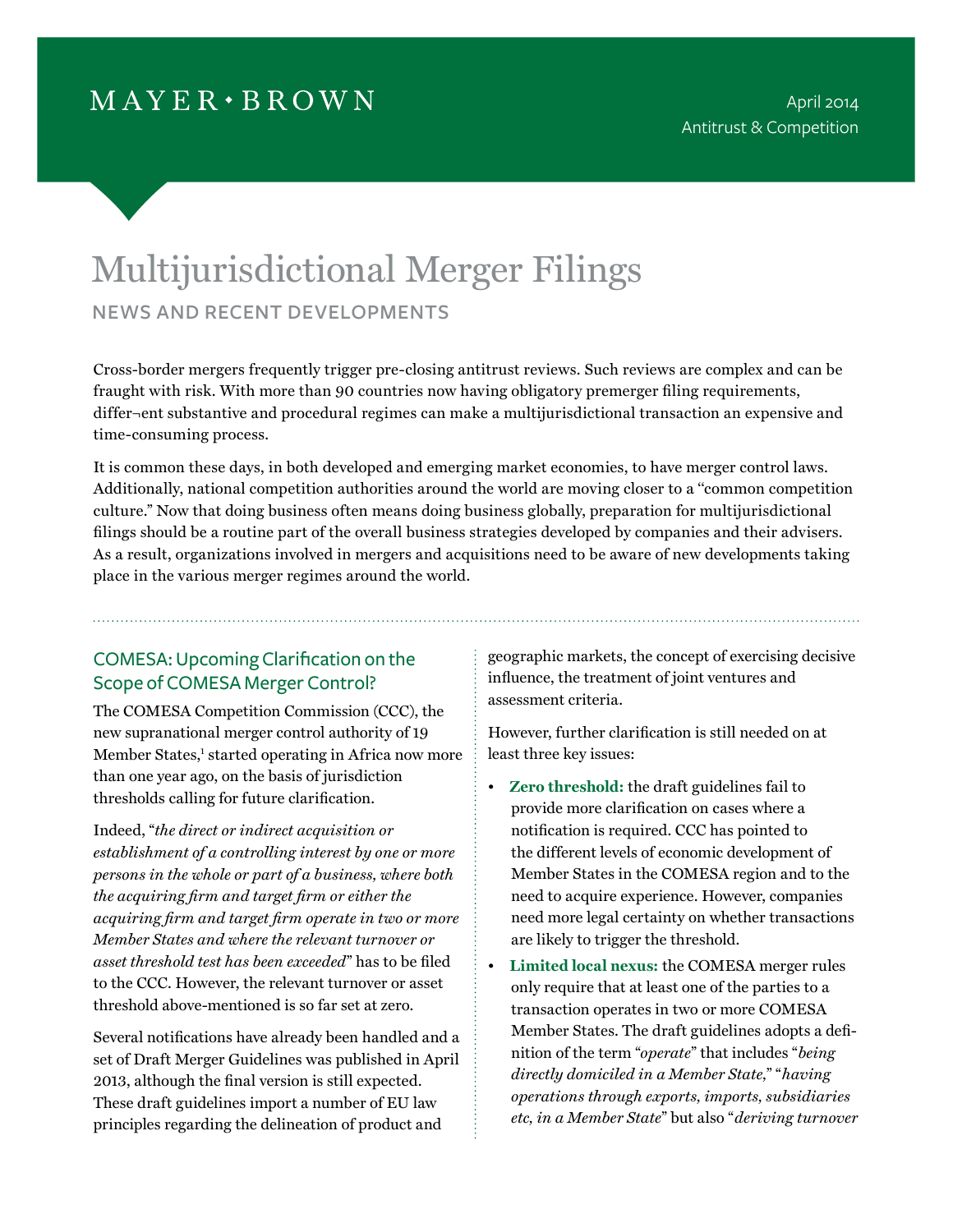MAYER • BROWN

April 2014
Antitrust & Competition

# Multijurisdictional Merger Filings

## NEWS AND RECENT DEVELOPMENTS

Cross-border mergers frequently trigger pre-closing antitrust reviews. Such reviews are complex and can be fraught with risk. With more than 90 countries now having obligatory premerger filing requirements, differ¬ent substantive and procedural regimes can make a multijurisdictional transaction an expensive and time-consuming process.

It is common these days, in both developed and emerging market economies, to have merger control laws. Additionally, national competition authorities around the world are moving closer to a "common competition culture." Now that doing business often means doing business globally, preparation for multijurisdictional filings should be a routine part of the overall business strategies developed by companies and their advisers. As a result, organizations involved in mergers and acquisitions need to be aware of new developments taking place in the various merger regimes around the world.

### COMESA: Upcoming Clarification on the Scope of COMESA Merger Control?

The COMESA Competition Commission (CCC), the new supranational merger control authority of 19 Member States,[1] started operating in Africa now more than one year ago, on the basis of jurisdiction thresholds calling for future clarification.

Indeed, "*the direct or indirect acquisition or establishment of a controlling interest by one or more persons in the whole or part of a business, where both the acquiring firm and target firm or either the acquiring firm and target firm operate in two or more Member States and where the relevant turnover or asset threshold test has been exceeded*" has to be filed to the CCC. However, the relevant turnover or asset threshold above-mentioned is so far set at zero.

Several notifications have already been handled and a set of Draft Merger Guidelines was published in April 2013, although the final version is still expected. These draft guidelines import a number of EU law principles regarding the delineation of product and geographic markets, the concept of exercising decisive influence, the treatment of joint ventures and assessment criteria.

However, further clarification is still needed on at least three key issues:

- **Zero threshold:** the draft guidelines fail to provide more clarification on cases where a notification is required. CCC has pointed to the different levels of economic development of Member States in the COMESA region and to the need to acquire experience. However, companies need more legal certainty on whether transactions are likely to trigger the threshold.
- **Limited local nexus:** the COMESA merger rules only require that at least one of the parties to a transaction operates in two or more COMESA Member States. The draft guidelines adopts a definition of the term "*operate*" that includes "*being directly domiciled in a Member State,*" "*having operations through exports, imports, subsidiaries etc, in a Member State*" but also "*deriving turnover*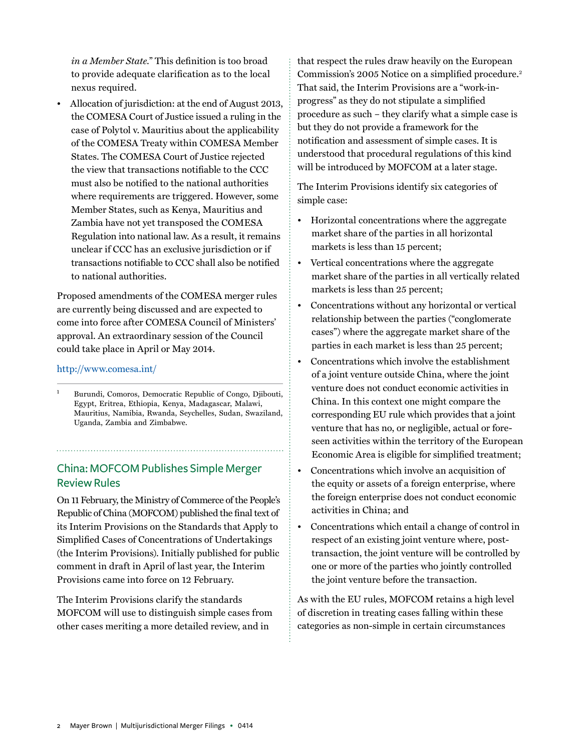*in a Member State*." This definition is too broad to provide adequate clarification as to the local nexus required.

- Allocation of jurisdiction: at the end of August 2013, the COMESA Court of Justice issued a ruling in the case of Polytol v. Mauritius about the applicability of the COMESA Treaty within COMESA Member States. The COMESA Court of Justice rejected the view that transactions notifiable to the CCC must also be notified to the national authorities where requirements are triggered. However, some Member States, such as Kenya, Mauritius and Zambia have not yet transposed the COMESA Regulation into national law. As a result, it remains unclear if CCC has an exclusive jurisdiction or if transactions notifiable to CCC shall also be notified to national authorities.

Proposed amendments of the COMESA merger rules are currently being discussed and are expected to come into force after COMESA Council of Ministers' approval. An extraordinary session of the Council could take place in April or May 2014.

http://www.comesa.int/

[1] Burundi, Comoros, Democratic Republic of Congo, Djibouti, Egypt, Eritrea, Ethiopia, Kenya, Madagascar, Malawi, Mauritius, Namibia, Rwanda, Seychelles, Sudan, Swaziland, Uganda, Zambia and Zimbabwe.

## China: MOFCOM Publishes Simple Merger Review Rules

On 11 February, the Ministry of Commerce of the People's Republic of China (MOFCOM) published the final text of its Interim Provisions on the Standards that Apply to Simplified Cases of Concentrations of Undertakings (the Interim Provisions). Initially published for public comment in draft in April of last year, the Interim Provisions came into force on 12 February.

The Interim Provisions clarify the standards MOFCOM will use to distinguish simple cases from other cases meriting a more detailed review, and in that respect the rules draw heavily on the European Commission's 2005 Notice on a simplified procedure.[2] That said, the Interim Provisions are a "work-in-progress" as they do not stipulate a simplified procedure as such – they clarify what a simple case is but they do not provide a framework for the notification and assessment of simple cases. It is understood that procedural regulations of this kind will be introduced by MOFCOM at a later stage.

The Interim Provisions identify six categories of simple case:

- Horizontal concentrations where the aggregate market share of the parties in all horizontal markets is less than 15 percent;
- Vertical concentrations where the aggregate market share of the parties in all vertically related markets is less than 25 percent;
- Concentrations without any horizontal or vertical relationship between the parties ("conglomerate cases") where the aggregate market share of the parties in each market is less than 25 percent;
- Concentrations which involve the establishment of a joint venture outside China, where the joint venture does not conduct economic activities in China. In this context one might compare the corresponding EU rule which provides that a joint venture that has no, or negligible, actual or fore-seen activities within the territory of the European Economic Area is eligible for simplified treatment;
- Concentrations which involve an acquisition of the equity or assets of a foreign enterprise, where the foreign enterprise does not conduct economic activities in China; and
- Concentrations which entail a change of control in respect of an existing joint venture where, post-transaction, the joint venture will be controlled by one or more of the parties who jointly controlled the joint venture before the transaction.

As with the EU rules, MOFCOM retains a high level of discretion in treating cases falling within these categories as non-simple in certain circumstances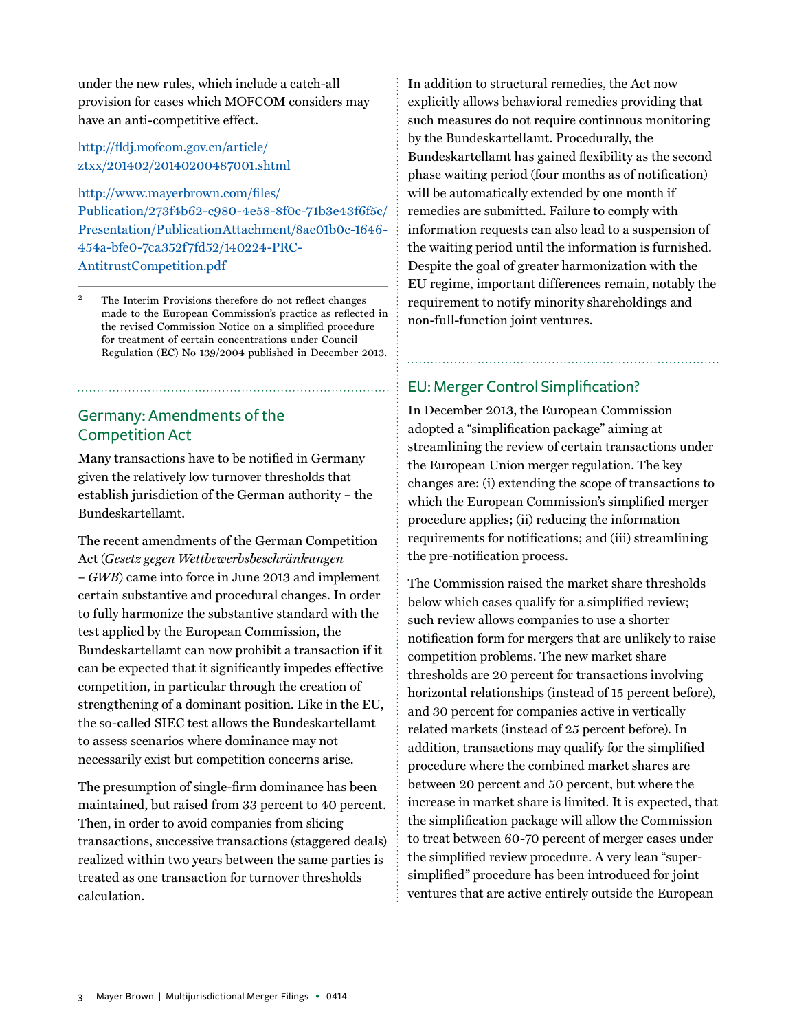under the new rules, which include a catch-all provision for cases which MOFCOM considers may have an anti-competitive effect.

http://fldj.mofcom.gov.cn/article/ztxx/201402/20140200487001.shtml

http://www.mayerbrown.com/files/Publication/273f4b62-c980-4e58-8f0c-71b3e43f6f5c/Presentation/PublicationAttachment/8ae01b0c-1646-454a-bfe0-7ca352f7fd52/140224-PRC-AntitrustCompetition.pdf

[2] The Interim Provisions therefore do not reflect changes made to the European Commission's practice as reflected in the revised Commission Notice on a simplified procedure for treatment of certain concentrations under Council Regulation (EC) No 139/2004 published in December 2013.

## Germany: Amendments of the Competition Act

Many transactions have to be notified in Germany given the relatively low turnover thresholds that establish jurisdiction of the German authority – the Bundeskartellamt.

The recent amendments of the German Competition Act (*Gesetz gegen Wettbewerbsbeschränkungen – GWB*) came into force in June 2013 and implement certain substantive and procedural changes. In order to fully harmonize the substantive standard with the test applied by the European Commission, the Bundeskartellamt can now prohibit a transaction if it can be expected that it significantly impedes effective competition, in particular through the creation of strengthening of a dominant position. Like in the EU, the so-called SIEC test allows the Bundeskartellamt to assess scenarios where dominance may not necessarily exist but competition concerns arise.

The presumption of single-firm dominance has been maintained, but raised from 33 percent to 40 percent. Then, in order to avoid companies from slicing transactions, successive transactions (staggered deals) realized within two years between the same parties is treated as one transaction for turnover thresholds calculation.

In addition to structural remedies, the Act now explicitly allows behavioral remedies providing that such measures do not require continuous monitoring by the Bundeskartellamt. Procedurally, the Bundeskartellamt has gained flexibility as the second phase waiting period (four months as of notification) will be automatically extended by one month if remedies are submitted. Failure to comply with information requests can also lead to a suspension of the waiting period until the information is furnished. Despite the goal of greater harmonization with the EU regime, important differences remain, notably the requirement to notify minority shareholdings and non-full-function joint ventures.

## EU: Merger Control Simplification?

In December 2013, the European Commission adopted a "simplification package" aiming at streamlining the review of certain transactions under the European Union merger regulation. The key changes are: (i) extending the scope of transactions to which the European Commission's simplified merger procedure applies; (ii) reducing the information requirements for notifications; and (iii) streamlining the pre-notification process.

The Commission raised the market share thresholds below which cases qualify for a simplified review; such review allows companies to use a shorter notification form for mergers that are unlikely to raise competition problems. The new market share thresholds are 20 percent for transactions involving horizontal relationships (instead of 15 percent before), and 30 percent for companies active in vertically related markets (instead of 25 percent before). In addition, transactions may qualify for the simplified procedure where the combined market shares are between 20 percent and 50 percent, but where the increase in market share is limited. It is expected, that the simplification package will allow the Commission to treat between 60-70 percent of merger cases under the simplified review procedure. A very lean "super-simplified" procedure has been introduced for joint ventures that are active entirely outside the European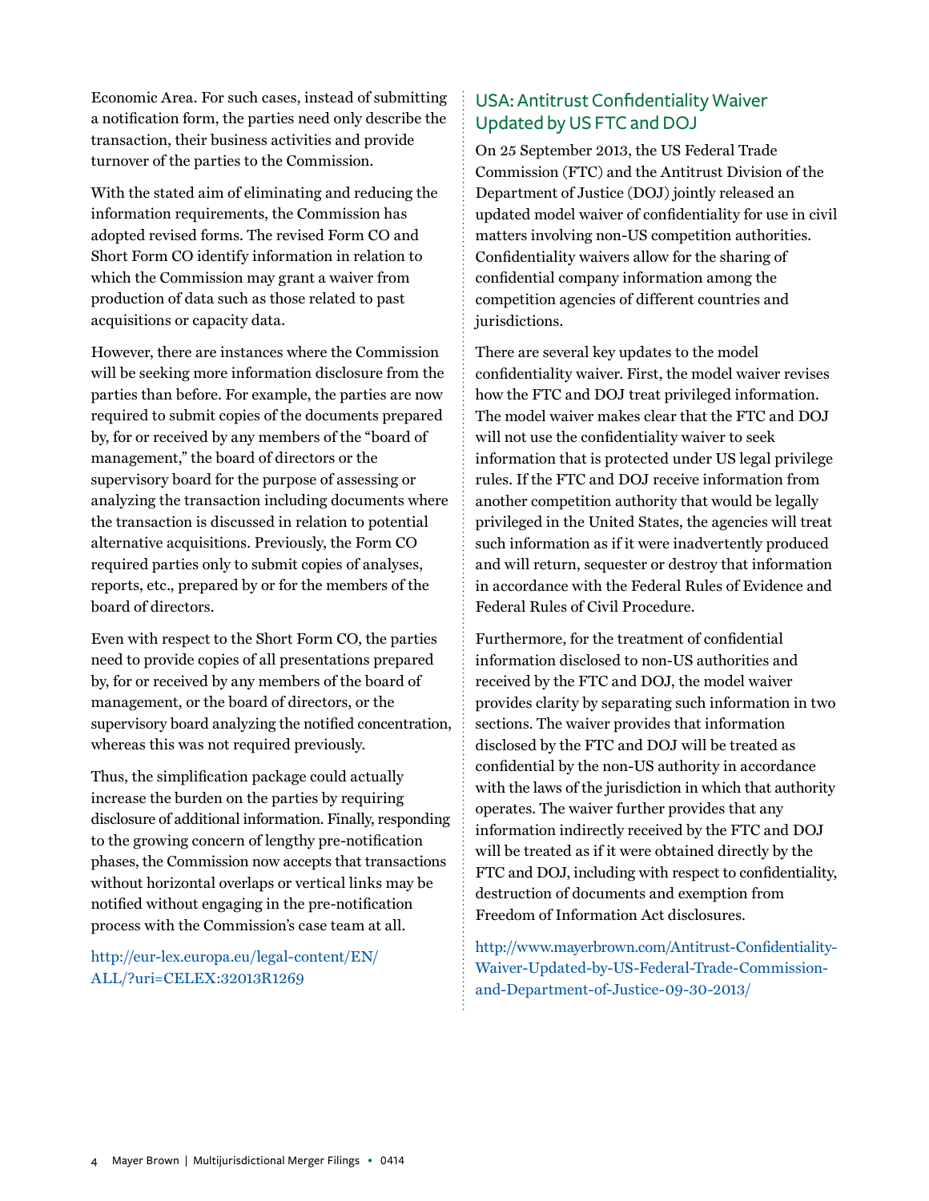Economic Area. For such cases, instead of submitting a notification form, the parties need only describe the transaction, their business activities and provide turnover of the parties to the Commission.

With the stated aim of eliminating and reducing the information requirements, the Commission has adopted revised forms. The revised Form CO and Short Form CO identify information in relation to which the Commission may grant a waiver from production of data such as those related to past acquisitions or capacity data.

However, there are instances where the Commission will be seeking more information disclosure from the parties than before. For example, the parties are now required to submit copies of the documents prepared by, for or received by any members of the "board of management," the board of directors or the supervisory board for the purpose of assessing or analyzing the transaction including documents where the transaction is discussed in relation to potential alternative acquisitions. Previously, the Form CO required parties only to submit copies of analyses, reports, etc., prepared by or for the members of the board of directors.

Even with respect to the Short Form CO, the parties need to provide copies of all presentations prepared by, for or received by any members of the board of management, or the board of directors, or the supervisory board analyzing the notified concentration, whereas this was not required previously.

Thus, the simplification package could actually increase the burden on the parties by requiring disclosure of additional information. Finally, responding to the growing concern of lengthy pre-notification phases, the Commission now accepts that transactions without horizontal overlaps or vertical links may be notified without engaging in the pre-notification process with the Commission's case team at all.

http://eur-lex.europa.eu/legal-content/EN/ALL/?uri=CELEX:32013R1269

## USA: Antitrust Confidentiality Waiver Updated by US FTC and DOJ

On 25 September 2013, the US Federal Trade Commission (FTC) and the Antitrust Division of the Department of Justice (DOJ) jointly released an updated model waiver of confidentiality for use in civil matters involving non-US competition authorities. Confidentiality waivers allow for the sharing of confidential company information among the competition agencies of different countries and jurisdictions.

There are several key updates to the model confidentiality waiver. First, the model waiver revises how the FTC and DOJ treat privileged information. The model waiver makes clear that the FTC and DOJ will not use the confidentiality waiver to seek information that is protected under US legal privilege rules. If the FTC and DOJ receive information from another competition authority that would be legally privileged in the United States, the agencies will treat such information as if it were inadvertently produced and will return, sequester or destroy that information in accordance with the Federal Rules of Evidence and Federal Rules of Civil Procedure.

Furthermore, for the treatment of confidential information disclosed to non-US authorities and received by the FTC and DOJ, the model waiver provides clarity by separating such information in two sections. The waiver provides that information disclosed by the FTC and DOJ will be treated as confidential by the non-US authority in accordance with the laws of the jurisdiction in which that authority operates. The waiver further provides that any information indirectly received by the FTC and DOJ will be treated as if it were obtained directly by the FTC and DOJ, including with respect to confidentiality, destruction of documents and exemption from Freedom of Information Act disclosures.

http://www.mayerbrown.com/Antitrust-Confidentiality-Waiver-Updated-by-US-Federal-Trade-Commission-and-Department-of-Justice-09-30-2013/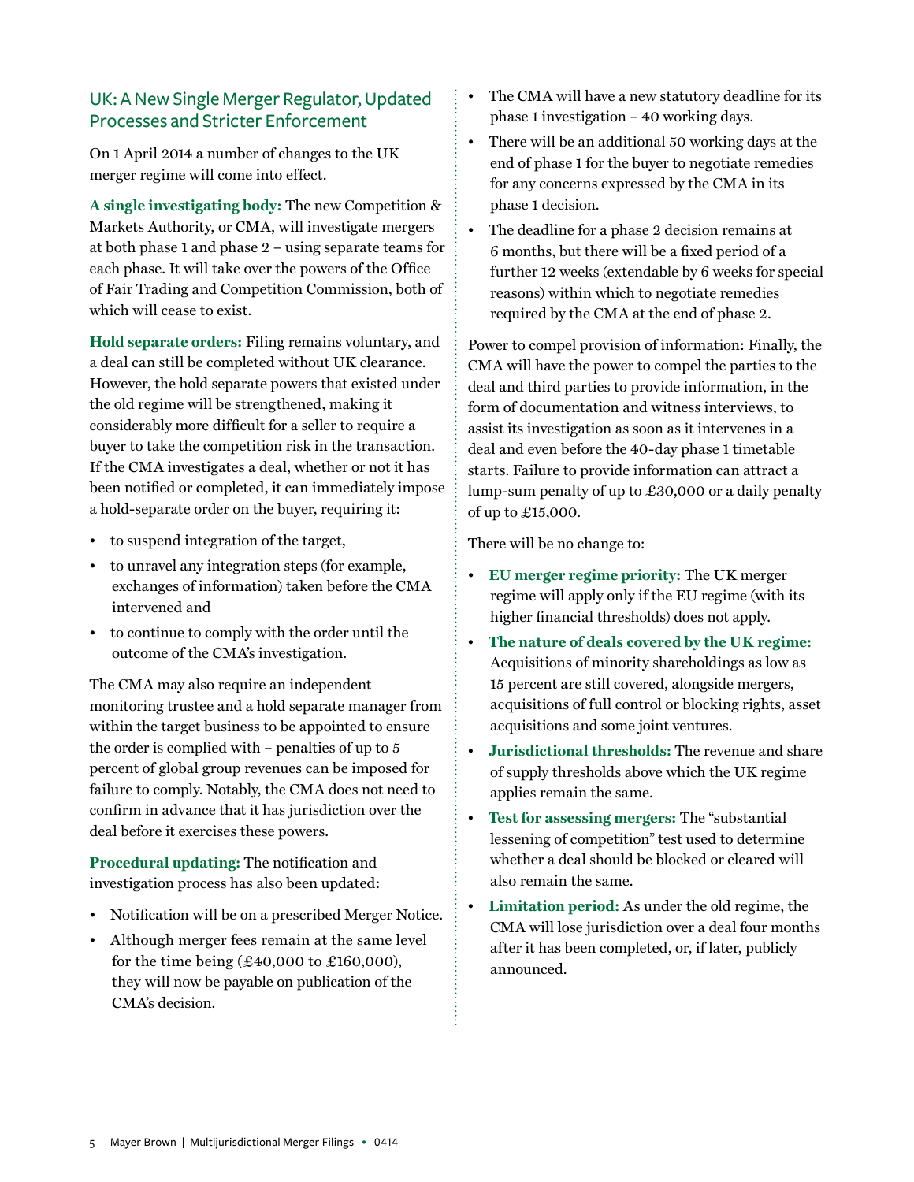## UK: A New Single Merger Regulator, Updated Processes and Stricter Enforcement

On 1 April 2014 a number of changes to the UK merger regime will come into effect.

**A single investigating body:** The new Competition & Markets Authority, or CMA, will investigate mergers at both phase 1 and phase 2 – using separate teams for each phase. It will take over the powers of the Office of Fair Trading and Competition Commission, both of which will cease to exist.

**Hold separate orders:** Filing remains voluntary, and a deal can still be completed without UK clearance. However, the hold separate powers that existed under the old regime will be strengthened, making it considerably more difficult for a seller to require a buyer to take the competition risk in the transaction. If the CMA investigates a deal, whether or not it has been notified or completed, it can immediately impose a hold-separate order on the buyer, requiring it:

- to suspend integration of the target,
- to unravel any integration steps (for example, exchanges of information) taken before the CMA intervened and
- to continue to comply with the order until the outcome of the CMA's investigation.

The CMA may also require an independent monitoring trustee and a hold separate manager from within the target business to be appointed to ensure the order is complied with – penalties of up to 5 percent of global group revenues can be imposed for failure to comply. Notably, the CMA does not need to confirm in advance that it has jurisdiction over the deal before it exercises these powers.

**Procedural updating:** The notification and investigation process has also been updated:

- Notification will be on a prescribed Merger Notice.
- Although merger fees remain at the same level for the time being (£40,000 to £160,000), they will now be payable on publication of the CMA's decision.
- The CMA will have a new statutory deadline for its phase 1 investigation – 40 working days.
- There will be an additional 50 working days at the end of phase 1 for the buyer to negotiate remedies for any concerns expressed by the CMA in its phase 1 decision.
- The deadline for a phase 2 decision remains at 6 months, but there will be a fixed period of a further 12 weeks (extendable by 6 weeks for special reasons) within which to negotiate remedies required by the CMA at the end of phase 2.

Power to compel provision of information: Finally, the CMA will have the power to compel the parties to the deal and third parties to provide information, in the form of documentation and witness interviews, to assist its investigation as soon as it intervenes in a deal and even before the 40-day phase 1 timetable starts. Failure to provide information can attract a lump-sum penalty of up to £30,000 or a daily penalty of up to £15,000.

There will be no change to:

- **EU merger regime priority:** The UK merger regime will apply only if the EU regime (with its higher financial thresholds) does not apply.
- **The nature of deals covered by the UK regime:** Acquisitions of minority shareholdings as low as 15 percent are still covered, alongside mergers, acquisitions of full control or blocking rights, asset acquisitions and some joint ventures.
- **Jurisdictional thresholds:** The revenue and share of supply thresholds above which the UK regime applies remain the same.
- **Test for assessing mergers:** The "substantial lessening of competition" test used to determine whether a deal should be blocked or cleared will also remain the same.
- **Limitation period:** As under the old regime, the CMA will lose jurisdiction over a deal four months after it has been completed, or, if later, publicly announced.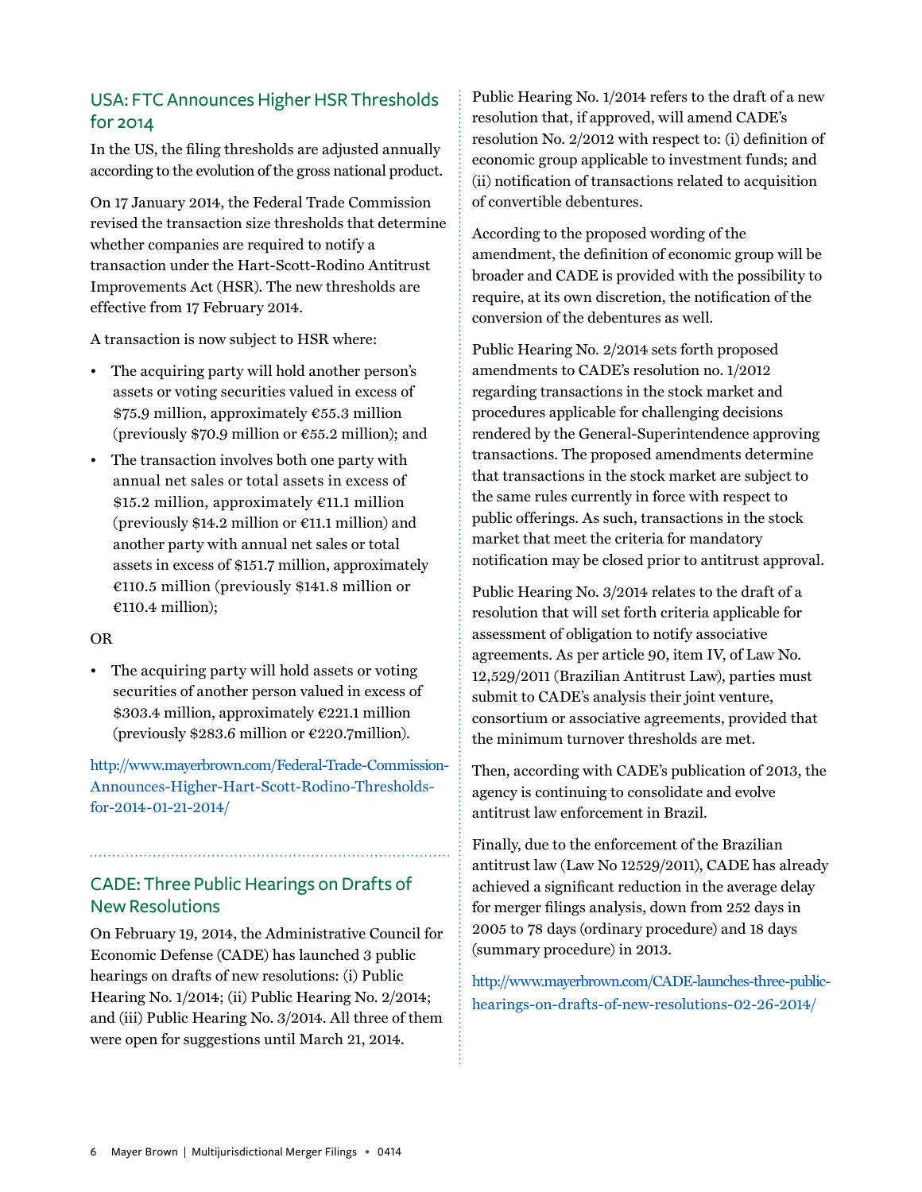## USA: FTC Announces Higher HSR Thresholds for 2014

In the US, the filing thresholds are adjusted annually according to the evolution of the gross national product.

On 17 January 2014, the Federal Trade Commission revised the transaction size thresholds that determine whether companies are required to notify a transaction under the Hart-Scott-Rodino Antitrust Improvements Act (HSR). The new thresholds are effective from 17 February 2014.

A transaction is now subject to HSR where:

- The acquiring party will hold another person's assets or voting securities valued in excess of \$75.9 million, approximately €55.3 million (previously \$70.9 million or €55.2 million); and
- The transaction involves both one party with annual net sales or total assets in excess of \$15.2 million, approximately €11.1 million (previously \$14.2 million or €11.1 million) and another party with annual net sales or total assets in excess of \$151.7 million, approximately €110.5 million (previously \$141.8 million or €110.4 million);

OR

- The acquiring party will hold assets or voting securities of another person valued in excess of \$303.4 million, approximately €221.1 million (previously \$283.6 million or €220.7million).

http://www.mayerbrown.com/Federal-Trade-Commission-Announces-Higher-Hart-Scott-Rodino-Thresholds-for-2014-01-21-2014/

## CADE: Three Public Hearings on Drafts of New Resolutions

On February 19, 2014, the Administrative Council for Economic Defense (CADE) has launched 3 public hearings on drafts of new resolutions: (i) Public Hearing No. 1/2014; (ii) Public Hearing No. 2/2014; and (iii) Public Hearing No. 3/2014. All three of them were open for suggestions until March 21, 2014.

Public Hearing No. 1/2014 refers to the draft of a new resolution that, if approved, will amend CADE's resolution No. 2/2012 with respect to: (i) definition of economic group applicable to investment funds; and (ii) notification of transactions related to acquisition of convertible debentures.

According to the proposed wording of the amendment, the definition of economic group will be broader and CADE is provided with the possibility to require, at its own discretion, the notification of the conversion of the debentures as well.

Public Hearing No. 2/2014 sets forth proposed amendments to CADE's resolution no. 1/2012 regarding transactions in the stock market and procedures applicable for challenging decisions rendered by the General-Superintendence approving transactions. The proposed amendments determine that transactions in the stock market are subject to the same rules currently in force with respect to public offerings. As such, transactions in the stock market that meet the criteria for mandatory notification may be closed prior to antitrust approval.

Public Hearing No. 3/2014 relates to the draft of a resolution that will set forth criteria applicable for assessment of obligation to notify associative agreements. As per article 90, item IV, of Law No. 12,529/2011 (Brazilian Antitrust Law), parties must submit to CADE's analysis their joint venture, consortium or associative agreements, provided that the minimum turnover thresholds are met.

Then, according with CADE's publication of 2013, the agency is continuing to consolidate and evolve antitrust law enforcement in Brazil.

Finally, due to the enforcement of the Brazilian antitrust law (Law No 12529/2011), CADE has already achieved a significant reduction in the average delay for merger filings analysis, down from 252 days in 2005 to 78 days (ordinary procedure) and 18 days (summary procedure) in 2013.

http://www.mayerbrown.com/CADE-launches-three-public-hearings-on-drafts-of-new-resolutions-02-26-2014/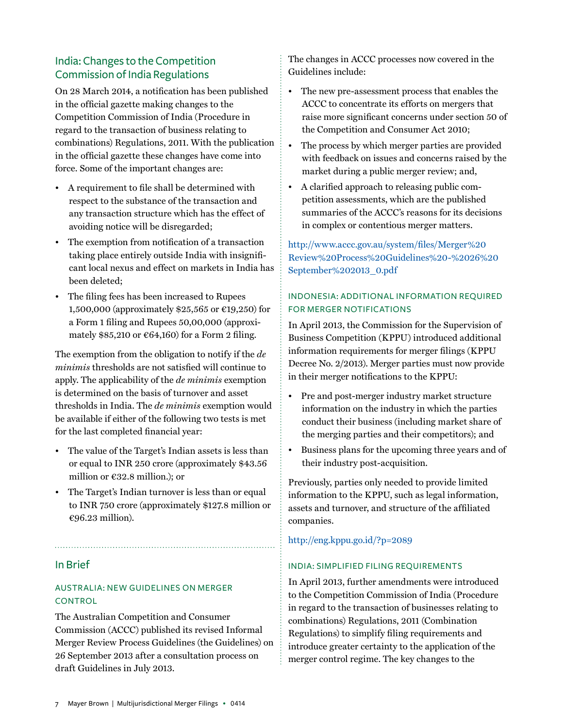## India: Changes to the Competition Commission of India Regulations

On 28 March 2014, a notification has been published in the official gazette making changes to the Competition Commission of India (Procedure in regard to the transaction of business relating to combinations) Regulations, 2011. With the publication in the official gazette these changes have come into force. Some of the important changes are:

- A requirement to file shall be determined with respect to the substance of the transaction and any transaction structure which has the effect of avoiding notice will be disregarded;
- The exemption from notification of a transaction taking place entirely outside India with insignificant local nexus and effect on markets in India has been deleted;
- The filing fees has been increased to Rupees 1,500,000 (approximately $25,565 or €19,250) for a Form 1 filing and Rupees 50,00,000 (approximately $85,210 or €64,160) for a Form 2 filing.

The exemption from the obligation to notify if the *de minimis* thresholds are not satisfied will continue to apply. The applicability of the *de minimis* exemption is determined on the basis of turnover and asset thresholds in India. The *de minimis* exemption would be available if either of the following two tests is met for the last completed financial year:

- The value of the Target's Indian assets is less than or equal to INR 250 crore (approximately $43.56 million or €32.8 million.); or
- The Target's Indian turnover is less than or equal to INR 750 crore (approximately $127.8 million or €96.23 million).

## In Brief

### AUSTRALIA: NEW GUIDELINES ON MERGER CONTROL

The Australian Competition and Consumer Commission (ACCC) published its revised Informal Merger Review Process Guidelines (the Guidelines) on 26 September 2013 after a consultation process on draft Guidelines in July 2013.

The changes in ACCC processes now covered in the Guidelines include:

- The new pre-assessment process that enables the ACCC to concentrate its efforts on mergers that raise more significant concerns under section 50 of the Competition and Consumer Act 2010;
- The process by which merger parties are provided with feedback on issues and concerns raised by the market during a public merger review; and,
- A clarified approach to releasing public competition assessments, which are the published summaries of the ACCC's reasons for its decisions in complex or contentious merger matters.

http://www.accc.gov.au/system/files/Merger%20Review%20Process%20Guidelines%20-%2026%20September%202013_0.pdf

### INDONESIA: ADDITIONAL INFORMATION REQUIRED FOR MERGER NOTIFICATIONS

In April 2013, the Commission for the Supervision of Business Competition (KPPU) introduced additional information requirements for merger filings (KPPU Decree No. 2/2013). Merger parties must now provide in their merger notifications to the KPPU:

- Pre and post-merger industry market structure information on the industry in which the parties conduct their business (including market share of the merging parties and their competitors); and
- Business plans for the upcoming three years and of their industry post-acquisition.

Previously, parties only needed to provide limited information to the KPPU, such as legal information, assets and turnover, and structure of the affiliated companies.

http://eng.kppu.go.id/?p=2089

### INDIA: SIMPLIFIED FILING REQUIREMENTS

In April 2013, further amendments were introduced to the Competition Commission of India (Procedure in regard to the transaction of businesses relating to combinations) Regulations, 2011 (Combination Regulations) to simplify filing requirements and introduce greater certainty to the application of the merger control regime. The key changes to the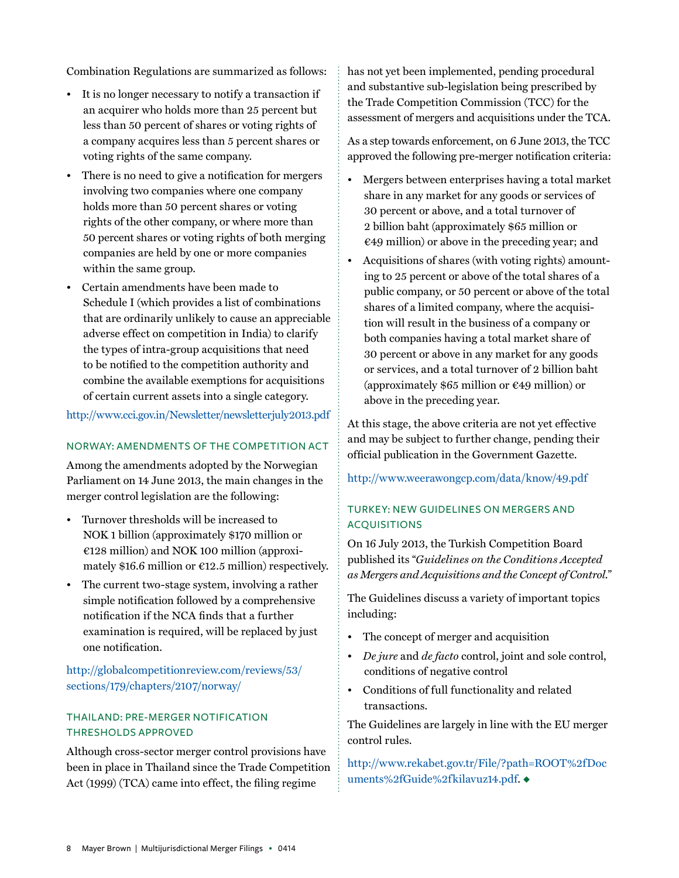Combination Regulations are summarized as follows:

- It is no longer necessary to notify a transaction if an acquirer who holds more than 25 percent but less than 50 percent of shares or voting rights of a company acquires less than 5 percent shares or voting rights of the same company.
- There is no need to give a notification for mergers involving two companies where one company holds more than 50 percent shares or voting rights of the other company, or where more than 50 percent shares or voting rights of both merging companies are held by one or more companies within the same group.
- Certain amendments have been made to Schedule I (which provides a list of combinations that are ordinarily unlikely to cause an appreciable adverse effect on competition in India) to clarify the types of intra-group acquisitions that need to be notified to the competition authority and combine the available exemptions for acquisitions of certain current assets into a single category.

http://www.cci.gov.in/Newsletter/newsletterjuly2013.pdf

### NORWAY: AMENDMENTS OF THE COMPETITION ACT

Among the amendments adopted by the Norwegian Parliament on 14 June 2013, the main changes in the merger control legislation are the following:

- Turnover thresholds will be increased to NOK 1 billion (approximately $170 million or €128 million) and NOK 100 million (approximately $16.6 million or €12.5 million) respectively.
- The current two-stage system, involving a rather simple notification followed by a comprehensive notification if the NCA finds that a further examination is required, will be replaced by just one notification.

http://globalcompetitionreview.com/reviews/53/sections/179/chapters/2107/norway/

### THAILAND: PRE-MERGER NOTIFICATION THRESHOLDS APPROVED

Although cross-sector merger control provisions have been in place in Thailand since the Trade Competition Act (1999) (TCA) came into effect, the filing regime has not yet been implemented, pending procedural and substantive sub-legislation being prescribed by the Trade Competition Commission (TCC) for the assessment of mergers and acquisitions under the TCA.

As a step towards enforcement, on 6 June 2013, the TCC approved the following pre-merger notification criteria:

- Mergers between enterprises having a total market share in any market for any goods or services of 30 percent or above, and a total turnover of 2 billion baht (approximately $65 million or €49 million) or above in the preceding year; and
- Acquisitions of shares (with voting rights) amounting to 25 percent or above of the total shares of a public company, or 50 percent or above of the total shares of a limited company, where the acquisition will result in the business of a company or both companies having a total market share of 30 percent or above in any market for any goods or services, and a total turnover of 2 billion baht (approximately $65 million or €49 million) or above in the preceding year.

At this stage, the above criteria are not yet effective and may be subject to further change, pending their official publication in the Government Gazette.

http://www.weerawongcp.com/data/know/49.pdf

### TURKEY: NEW GUIDELINES ON MERGERS AND ACQUISITIONS

On 16 July 2013, the Turkish Competition Board published its "*Guidelines on the Conditions Accepted as Mergers and Acquisitions and the Concept of Control.*"

The Guidelines discuss a variety of important topics including:

- The concept of merger and acquisition
- *De jure* and *de facto* control, joint and sole control, conditions of negative control
- Conditions of full functionality and related transactions.

The Guidelines are largely in line with the EU merger control rules.

http://www.rekabet.gov.tr/File/?path=ROOT%2fDocuments%2fGuide%2fkilavuz14.pdf. ◆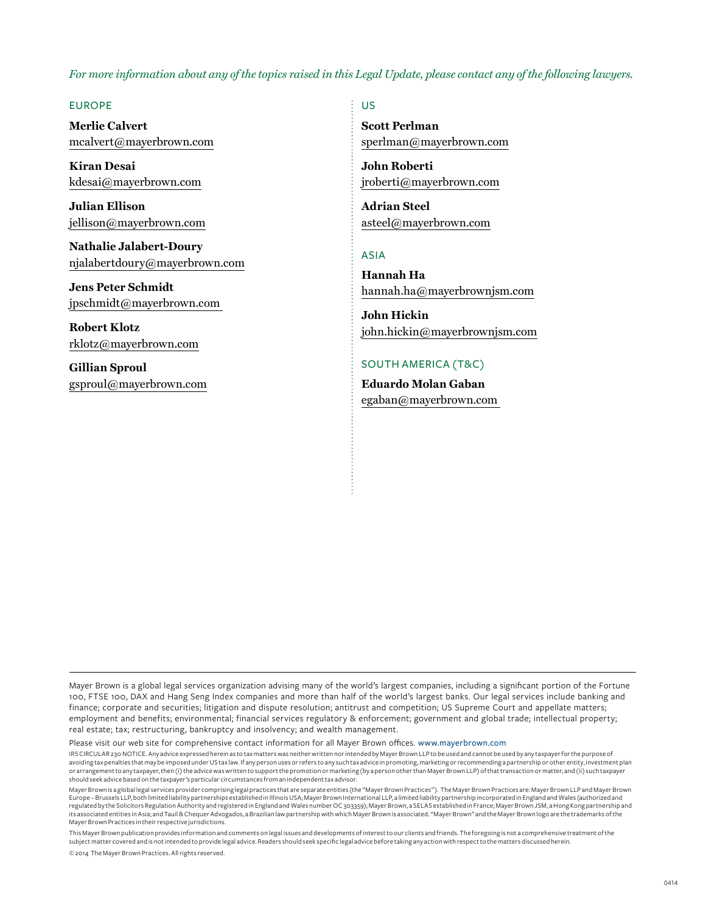*For more information about any of the topics raised in this Legal Update, please contact any of the following lawyers.*

## EUROPE

**Merlie Calvert**
mcalvert@mayerbrown.com

**Kiran Desai**
kdesai@mayerbrown.com

**Julian Ellison**
jellison@mayerbrown.com

**Nathalie Jalabert-Doury**
njalabertdoury@mayerbrown.com

**Jens Peter Schmidt**
jpschmidt@mayerbrown.com

**Robert Klotz**
rklotz@mayerbrown.com

**Gillian Sproul**
gsproul@mayerbrown.com

## US

**Scott Perlman**
sperlman@mayerbrown.com

**John Roberti**
jroberti@mayerbrown.com

**Adrian Steel**
asteel@mayerbrown.com

## ASIA

**Hannah Ha**
hannah.ha@mayerbrownjsm.com

**John Hickin**
john.hickin@mayerbrownjsm.com

## SOUTH AMERICA (T&C)

**Eduardo Molan Gaban**
egaban@mayerbrown.com

---

Mayer Brown is a global legal services organization advising many of the world's largest companies, including a significant portion of the Fortune 100, FTSE 100, DAX and Hang Seng Index companies and more than half of the world's largest banks. Our legal services include banking and finance; corporate and securities; litigation and dispute resolution; antitrust and competition; US Supreme Court and appellate matters; employment and benefits; environmental; financial services regulatory & enforcement; government and global trade; intellectual property; real estate; tax; restructuring, bankruptcy and insolvency; and wealth management.

Please visit our web site for comprehensive contact information for all Mayer Brown offices. www.mayerbrown.com

IRS CIRCULAR 230 NOTICE. Any advice expressed herein as to tax matters was neither written nor intended by Mayer Brown LLP to be used and cannot be used by any taxpayer for the purpose of avoiding tax penalties that may be imposed under US tax law. If any person uses or refers to any such tax advice in promoting, marketing or recommending a partnership or other entity, investment plan or arrangement to any taxpayer, then (i) the advice was written to support the promotion or marketing (by a person other than Mayer Brown LLP) of that transaction or matter, and (ii) such taxpayer should seek advice based on the taxpayer's particular circumstances from an independent tax advisor.

Mayer Brown is a global legal services provider comprising legal practices that are separate entities (the "Mayer Brown Practices"). The Mayer Brown Practices are: Mayer Brown LLP and Mayer Brown Europe – Brussels LLP, both limited liability partnerships established in Illinois USA; Mayer Brown International LLP, a limited liability partnership incorporated in England and Wales (authorized and regulated by the Solicitors Regulation Authority and registered in England and Wales number OC 303359); Mayer Brown, a SELAS established in France; Mayer Brown JSM, a Hong Kong partnership and its associated entities in Asia; and Tauil & Chequer Advogados, a Brazilian law partnership with which Mayer Brown is associated. "Mayer Brown" and the Mayer Brown logo are the trademarks of the Mayer Brown Practices in their respective jurisdictions.

This Mayer Brown publication provides information and comments on legal issues and developments of interest to our clients and friends. The foregoing is not a comprehensive treatment of the subject matter covered and is not intended to provide legal advice. Readers should seek specific legal advice before taking any action with respect to the matters discussed herein.

© 2014 The Mayer Brown Practices. All rights reserved.

0414